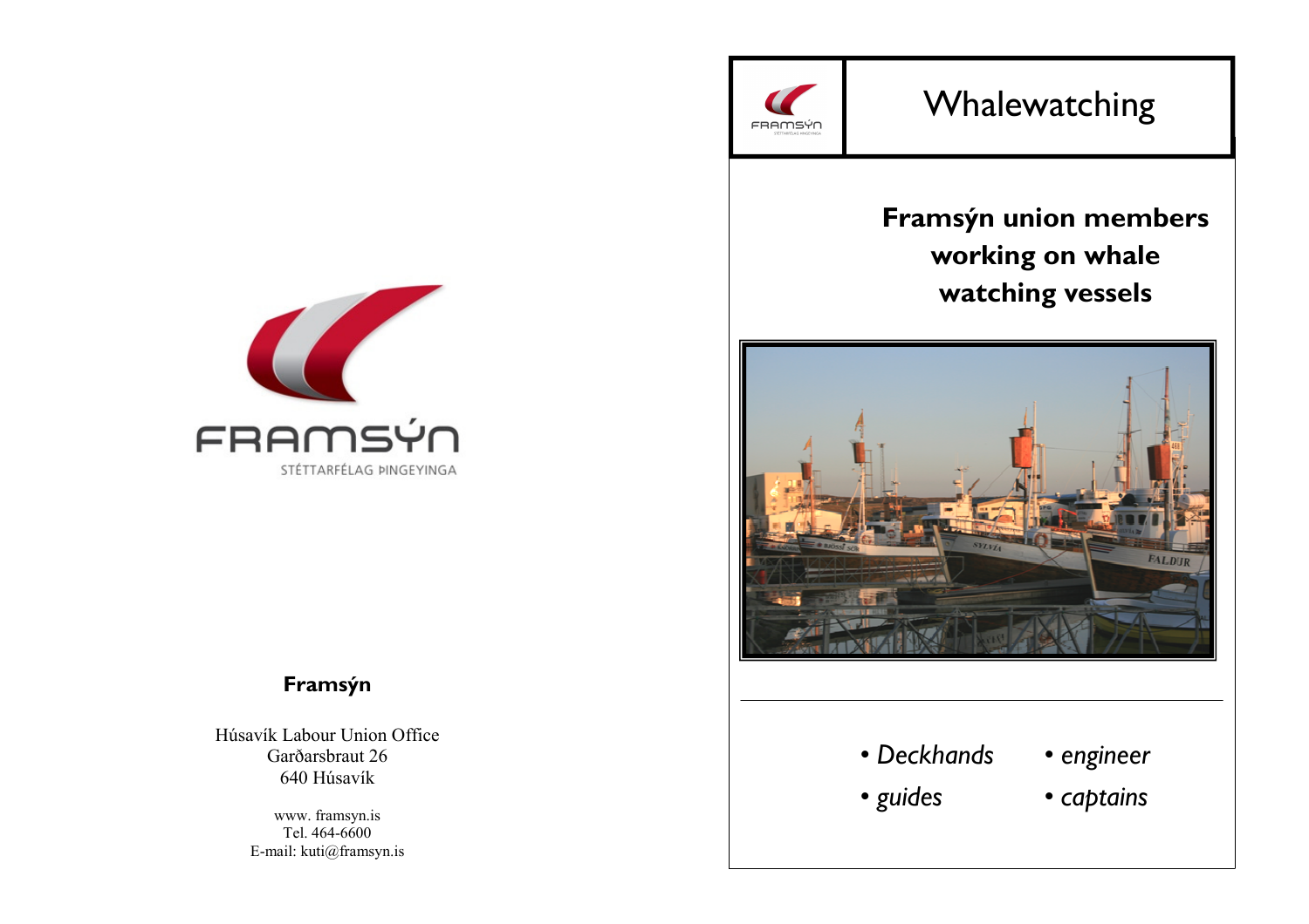FRAMSÝN

STÉTTARFÉLAG ÞINGEYINGA

**Framsýn**

Húsavík Labour Union Office
Garðarsbraut 26
640 Húsavík

www. framsyn.is
Tel. 464-6600
E-mail: kuti@framsyn.is

# Whalewatching

## Framsýn union members working on whale watching vessels

- *Deckhands*
- *guides*
- *engineer*
- *captains*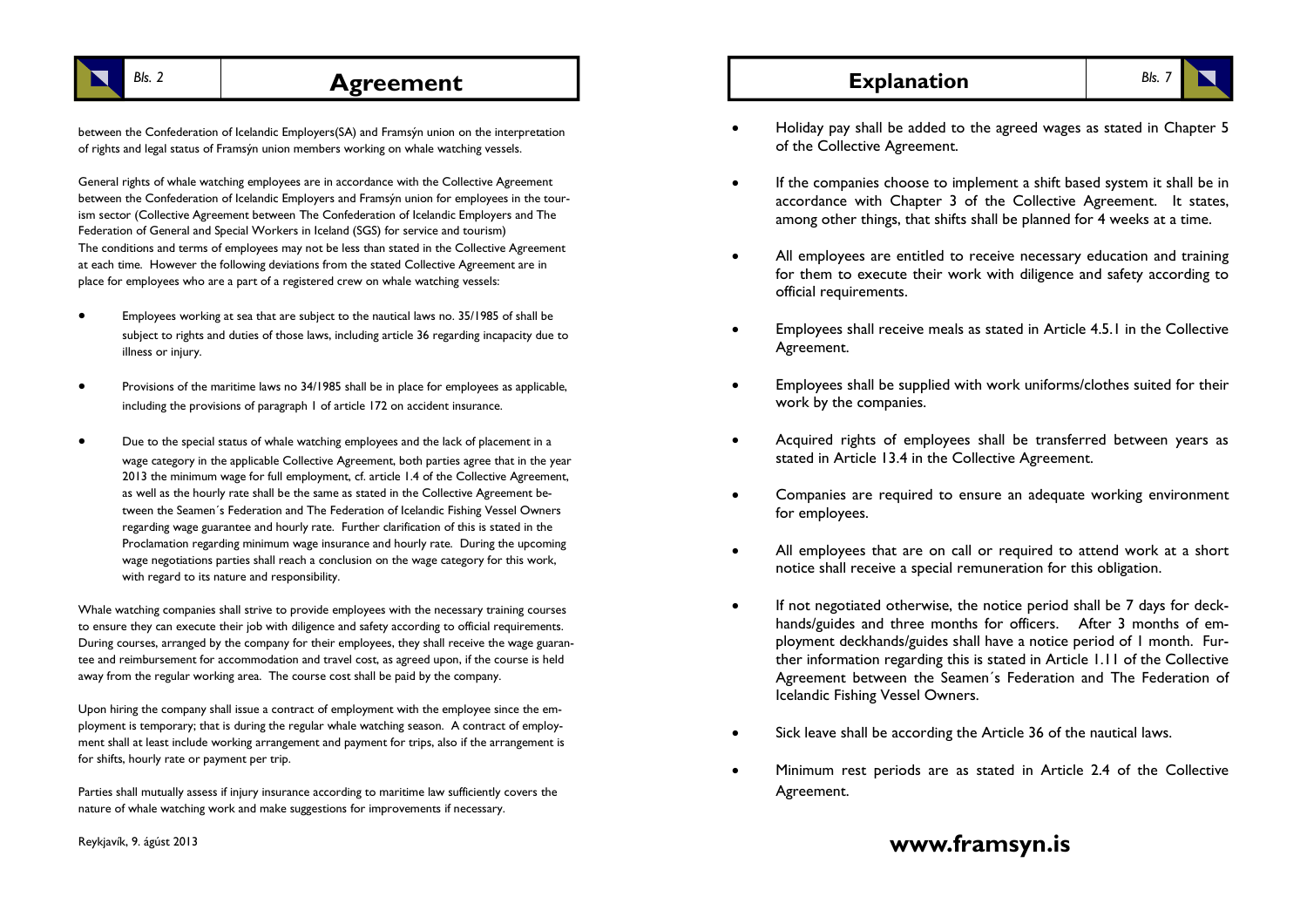# Agreement

between the Confederation of Icelandic Employers(SA) and Framsýn union on the interpretation of rights and legal status of Framsýn union members working on whale watching vessels.

General rights of whale watching employees are in accordance with the Collective Agreement between the Confederation of Icelandic Employers and Framsýn union for employees in the tourism sector (Collective Agreement between The Confederation of Icelandic Employers and The Federation of General and Special Workers in Iceland (SGS) for service and tourism) The conditions and terms of employees may not be less than stated in the Collective Agreement at each time. However the following deviations from the stated Collective Agreement are in place for employees who are a part of a registered crew on whale watching vessels:

- Employees working at sea that are subject to the nautical laws no. 35/1985 of shall be subject to rights and duties of those laws, including article 36 regarding incapacity due to illness or injury.
- Provisions of the maritime laws no 34/1985 shall be in place for employees as applicable, including the provisions of paragraph 1 of article 172 on accident insurance.
- Due to the special status of whale watching employees and the lack of placement in a wage category in the applicable Collective Agreement, both parties agree that in the year 2013 the minimum wage for full employment, cf. article 1.4 of the Collective Agreement, as well as the hourly rate shall be the same as stated in the Collective Agreement between the Seamen´s Federation and The Federation of Icelandic Fishing Vessel Owners regarding wage guarantee and hourly rate. Further clarification of this is stated in the Proclamation regarding minimum wage insurance and hourly rate. During the upcoming wage negotiations parties shall reach a conclusion on the wage category for this work, with regard to its nature and responsibility.

Whale watching companies shall strive to provide employees with the necessary training courses to ensure they can execute their job with diligence and safety according to official requirements. During courses, arranged by the company for their employees, they shall receive the wage guarantee and reimbursement for accommodation and travel cost, as agreed upon, if the course is held away from the regular working area. The course cost shall be paid by the company.

Upon hiring the company shall issue a contract of employment with the employee since the employment is temporary; that is during the regular whale watching season. A contract of employment shall at least include working arrangement and payment for trips, also if the arrangement is for shifts, hourly rate or payment per trip.

Parties shall mutually assess if injury insurance according to maritime law sufficiently covers the nature of whale watching work and make suggestions for improvements if necessary.

Reykjavík, 9. ágúst 2013

# Explanation

- Holiday pay shall be added to the agreed wages as stated in Chapter 5 of the Collective Agreement.
- If the companies choose to implement a shift based system it shall be in accordance with Chapter 3 of the Collective Agreement. It states, among other things, that shifts shall be planned for 4 weeks at a time.
- All employees are entitled to receive necessary education and training for them to execute their work with diligence and safety according to official requirements.
- Employees shall receive meals as stated in Article 4.5.1 in the Collective Agreement.
- Employees shall be supplied with work uniforms/clothes suited for their work by the companies.
- Acquired rights of employees shall be transferred between years as stated in Article 13.4 in the Collective Agreement.
- Companies are required to ensure an adequate working environment for employees.
- All employees that are on call or required to attend work at a short notice shall receive a special remuneration for this obligation.
- If not negotiated otherwise, the notice period shall be 7 days for deckhands/guides and three months for officers. After 3 months of employment deckhands/guides shall have a notice period of 1 month. Further information regarding this is stated in Article 1.11 of the Collective Agreement between the Seamen´s Federation and The Federation of Icelandic Fishing Vessel Owners.
- Sick leave shall be according the Article 36 of the nautical laws.
- Minimum rest periods are as stated in Article 2.4 of the Collective Agreement.

**www.framsyn.is**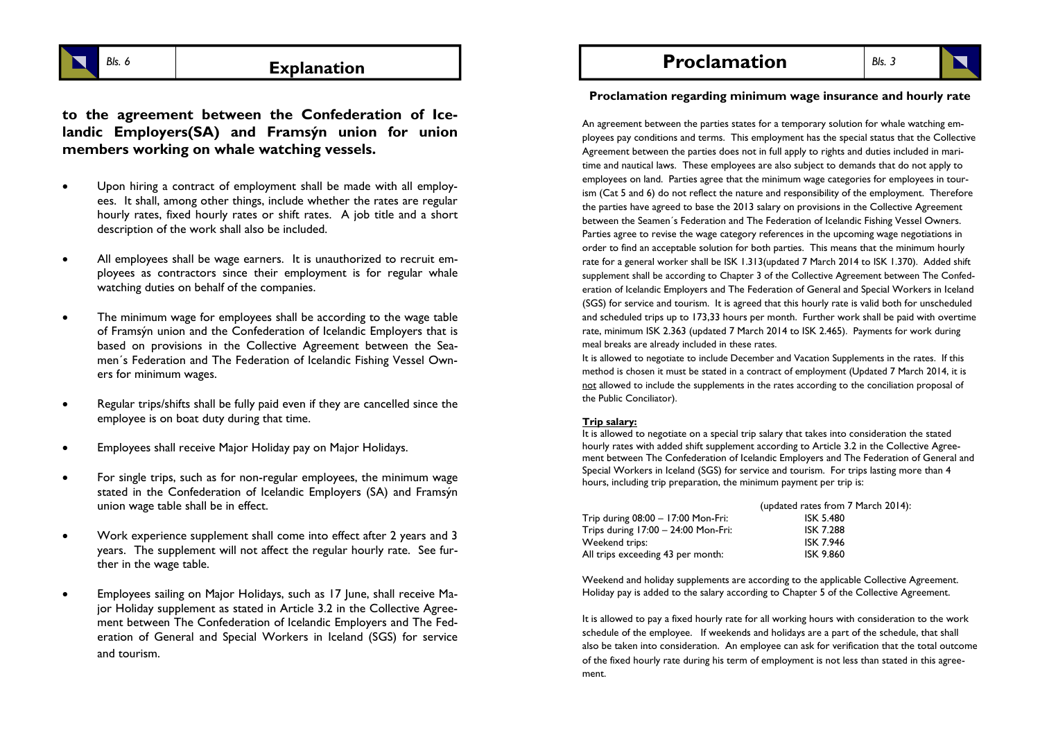# Explanation

**to the agreement between the Confederation of Icelandic Employers(SA) and Framsýn union for union members working on whale watching vessels.**

- Upon hiring a contract of employment shall be made with all employees. It shall, among other things, include whether the rates are regular hourly rates, fixed hourly rates or shift rates. A job title and a short description of the work shall also be included.
- All employees shall be wage earners. It is unauthorized to recruit employees as contractors since their employment is for regular whale watching duties on behalf of the companies.
- The minimum wage for employees shall be according to the wage table of Framsýn union and the Confederation of Icelandic Employers that is based on provisions in the Collective Agreement between the Seamen´s Federation and The Federation of Icelandic Fishing Vessel Owners for minimum wages.
- Regular trips/shifts shall be fully paid even if they are cancelled since the employee is on boat duty during that time.
- Employees shall receive Major Holiday pay on Major Holidays.
- For single trips, such as for non-regular employees, the minimum wage stated in the Confederation of Icelandic Employers (SA) and Framsýn union wage table shall be in effect.
- Work experience supplement shall come into effect after 2 years and 3 years. The supplement will not affect the regular hourly rate. See further in the wage table.
- Employees sailing on Major Holidays, such as 17 June, shall receive Major Holiday supplement as stated in Article 3.2 in the Collective Agreement between The Confederation of Icelandic Employers and The Federation of General and Special Workers in Iceland (SGS) for service and tourism.

# Proclamation

### Proclamation regarding minimum wage insurance and hourly rate

An agreement between the parties states for a temporary solution for whale watching employees pay conditions and terms. This employment has the special status that the Collective Agreement between the parties does not in full apply to rights and duties included in maritime and nautical laws. These employees are also subject to demands that do not apply to employees on land. Parties agree that the minimum wage categories for employees in tourism (Cat 5 and 6) do not reflect the nature and responsibility of the employment. Therefore the parties have agreed to base the 2013 salary on provisions in the Collective Agreement between the Seamen´s Federation and The Federation of Icelandic Fishing Vessel Owners. Parties agree to revise the wage category references in the upcoming wage negotiations in order to find an acceptable solution for both parties. This means that the minimum hourly rate for a general worker shall be ISK 1.313(updated 7 March 2014 to ISK 1.370). Added shift supplement shall be according to Chapter 3 of the Collective Agreement between The Confederation of Icelandic Employers and The Federation of General and Special Workers in Iceland (SGS) for service and tourism. It is agreed that this hourly rate is valid both for unscheduled and scheduled trips up to 173,33 hours per month. Further work shall be paid with overtime rate, minimum ISK 2.363 (updated 7 March 2014 to ISK 2.465). Payments for work during meal breaks are already included in these rates.

It is allowed to negotiate to include December and Vacation Supplements in the rates. If this method is chosen it must be stated in a contract of employment (Updated 7 March 2014, it is not allowed to include the supplements in the rates according to the conciliation proposal of the Public Conciliator).

**Trip salary:**

It is allowed to negotiate on a special trip salary that takes into consideration the stated hourly rates with added shift supplement according to Article 3.2 in the Collective Agreement between The Confederation of Icelandic Employers and The Federation of General and Special Workers in Iceland (SGS) for service and tourism. For trips lasting more than 4 hours, including trip preparation, the minimum payment per trip is:

| | (updated rates from 7 March 2014): |
|---|---|
| Trip during 08:00 – 17:00 Mon-Fri: | ISK 5.480 |
| Trips during 17:00 – 24:00 Mon-Fri: | ISK 7.288 |
| Weekend trips: | ISK 7.946 |
| All trips exceeding 43 per month: | ISK 9.860 |

Weekend and holiday supplements are according to the applicable Collective Agreement. Holiday pay is added to the salary according to Chapter 5 of the Collective Agreement.

It is allowed to pay a fixed hourly rate for all working hours with consideration to the work schedule of the employee. If weekends and holidays are a part of the schedule, that shall also be taken into consideration. An employee can ask for verification that the total outcome of the fixed hourly rate during his term of employment is not less than stated in this agreement.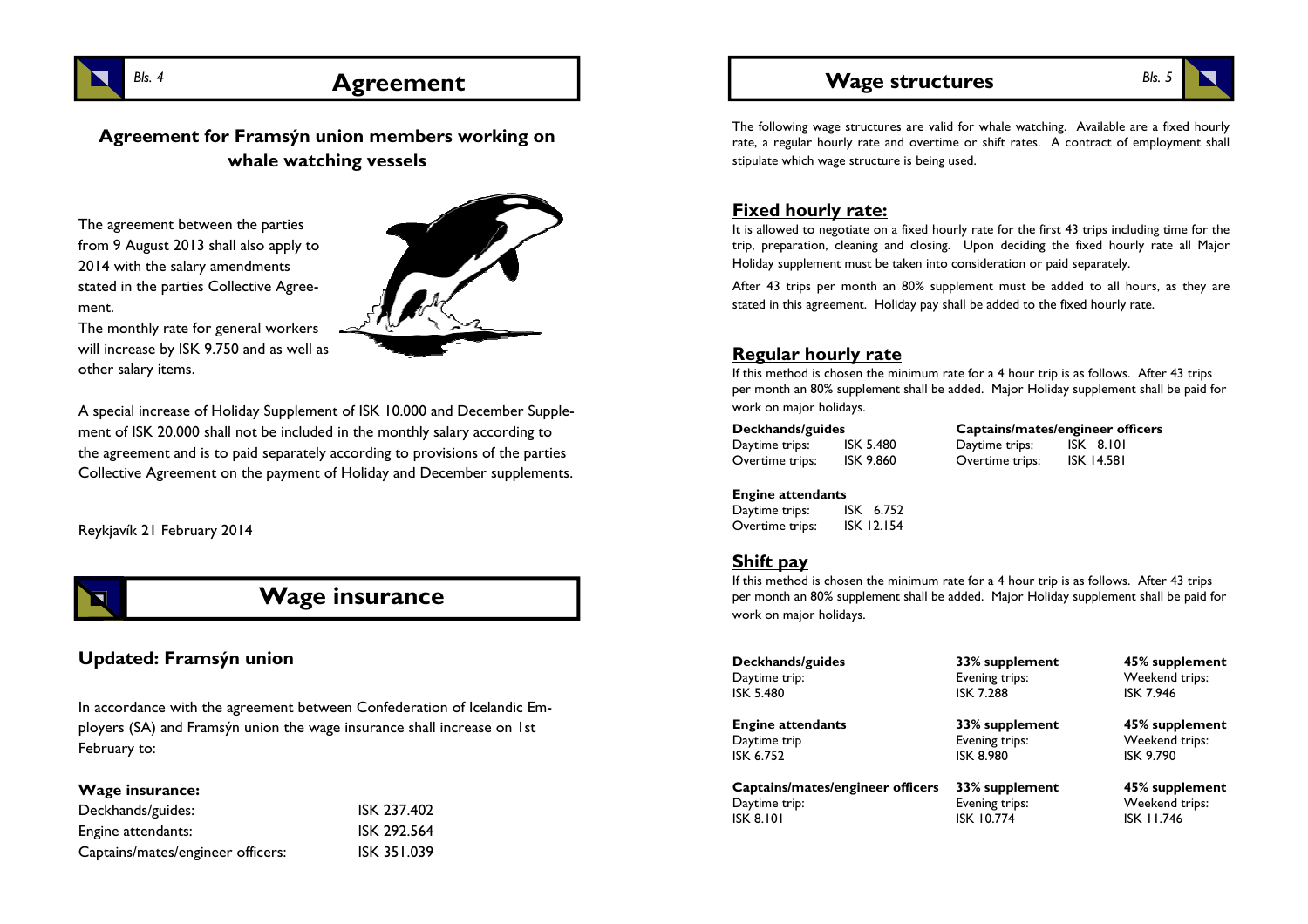# Agreement

## Agreement for Framsýn union members working on whale watching vessels

The agreement between the parties from 9 August 2013 shall also apply to 2014 with the salary amendments stated in the parties Collective Agreement.

The monthly rate for general workers will increase by ISK 9.750 and as well as other salary items.

A special increase of Holiday Supplement of ISK 10.000 and December Supplement of ISK 20.000 shall not be included in the monthly salary according to the agreement and is to paid separately according to provisions of the parties Collective Agreement on the payment of Holiday and December supplements.

Reykjavík 21 February 2014

# Wage insurance

## Updated: Framsýn union

In accordance with the agreement between Confederation of Icelandic Employers (SA) and Framsýn union the wage insurance shall increase on 1st February to:

**Wage insurance:**

| | |
|---|---|
| Deckhands/guides: | ISK 237.402 |
| Engine attendants: | ISK 292.564 |
| Captains/mates/engineer officers: | ISK 351.039 |

# Wage structures

The following wage structures are valid for whale watching. Available are a fixed hourly rate, a regular hourly rate and overtime or shift rates. A contract of employment shall stipulate which wage structure is being used.

## Fixed hourly rate:

It is allowed to negotiate on a fixed hourly rate for the first 43 trips including time for the trip, preparation, cleaning and closing. Upon deciding the fixed hourly rate all Major Holiday supplement must be taken into consideration or paid separately.

After 43 trips per month an 80% supplement must be added to all hours, as they are stated in this agreement. Holiday pay shall be added to the fixed hourly rate.

## Regular hourly rate

If this method is chosen the minimum rate for a 4 hour trip is as follows. After 43 trips per month an 80% supplement shall be added. Major Holiday supplement shall be paid for work on major holidays.

**Deckhands/guides**

| | |
|---|---|
| Daytime trips: | ISK 5.480 |
| Overtime trips: | ISK 9.860 |

**Captains/mates/engineer officers**

| | |
|---|---|
| Daytime trips: | ISK 8.101 |
| Overtime trips: | ISK 14.581 |

**Engine attendants**

| | |
|---|---|
| Daytime trips: | ISK 6.752 |
| Overtime trips: | ISK 12.154 |

## Shift pay

If this method is chosen the minimum rate for a 4 hour trip is as follows. After 43 trips per month an 80% supplement shall be added. Major Holiday supplement shall be paid for work on major holidays.

| | 33% supplement | 45% supplement |
|---|---|---|
| **Deckhands/guides**<br>Daytime trip:<br>ISK 5.480 | Evening trips:<br>ISK 7.288 | Weekend trips:<br>ISK 7.946 |
| **Engine attendants**<br>Daytime trip<br>ISK 6.752 | Evening trips:<br>ISK 8.980 | Weekend trips:<br>ISK 9.790 |
| **Captains/mates/engineer officers**<br>Daytime trip:<br>ISK 8.101 | Evening trips:<br>ISK 10.774 | Weekend trips:<br>ISK 11.746 |